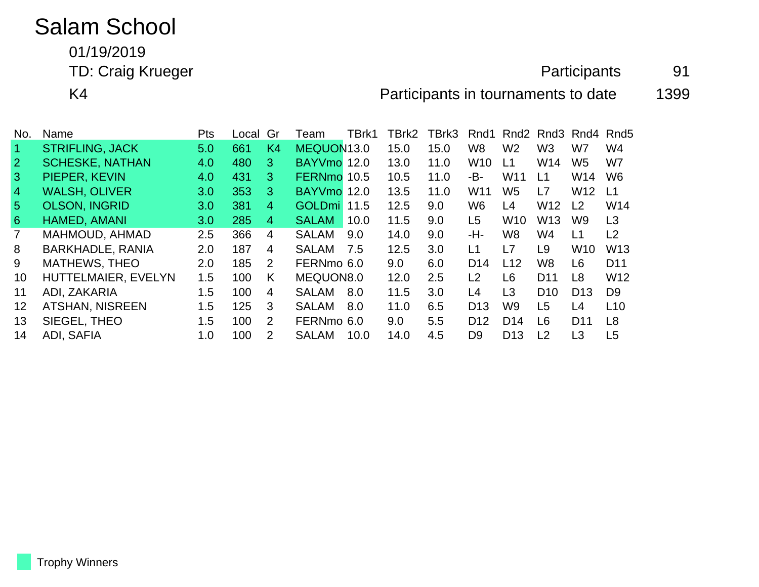# Salam School

01/19/2019

TD: Craig Krueger

K4

Participants 91

Participants in tournaments to date 1399

| No. | Name | Pts | Local | Gr | Team | TBrk1 | TBrk2 | TBrk3 | Rnd1 | Rnd2 | Rnd3 | Rnd4 | Rnd5 |
|---|---|---|---|---|---|---|---|---|---|---|---|---|---|
| 1 | STRIFLING, JACK | 5.0 | 661 | K4 | MEQUON | 13.0 | 15.0 | 15.0 | W8 | W2 | W3 | W7 | W4 |
| 2 | SCHESKE, NATHAN | 4.0 | 480 | 3 | BAYVmo | 12.0 | 13.0 | 11.0 | W10 | L1 | W14 | W5 | W7 |
| 3 | PIEPER, KEVIN | 4.0 | 431 | 3 | FERNmo | 10.5 | 10.5 | 11.0 | -B- | W11 | L1 | W14 | W6 |
| 4 | WALSH, OLIVER | 3.0 | 353 | 3 | BAYVmo | 12.0 | 13.5 | 11.0 | W11 | W5 | L7 | W12 | L1 |
| 5 | OLSON, INGRID | 3.0 | 381 | 4 | GOLDmi | 11.5 | 12.5 | 9.0 | W6 | L4 | W12 | L2 | W14 |
| 6 | HAMED, AMANI | 3.0 | 285 | 4 | SALAM | 10.0 | 11.5 | 9.0 | L5 | W10 | W13 | W9 | L3 |
| 7 | MAHMOUD, AHMAD | 2.5 | 366 | 4 | SALAM | 9.0 | 14.0 | 9.0 | -H- | W8 | W4 | L1 | L2 |
| 8 | BARKHADLE, RANIA | 2.0 | 187 | 4 | SALAM | 7.5 | 12.5 | 3.0 | L1 | L7 | L9 | W10 | W13 |
| 9 | MATHEWS, THEO | 2.0 | 185 | 2 | FERNmo | 6.0 | 9.0 | 6.0 | D14 | L12 | W8 | L6 | D11 |
| 10 | HUTTELMAIER, EVELYN | 1.5 | 100 | K | MEQUON | 8.0 | 12.0 | 2.5 | L2 | L6 | D11 | L8 | W12 |
| 11 | ADI, ZAKARIA | 1.5 | 100 | 4 | SALAM | 8.0 | 11.5 | 3.0 | L4 | L3 | D10 | D13 | D9 |
| 12 | ATSHAN, NISREEN | 1.5 | 125 | 3 | SALAM | 8.0 | 11.0 | 6.5 | D13 | W9 | L5 | L4 | L10 |
| 13 | SIEGEL, THEO | 1.5 | 100 | 2 | FERNmo | 6.0 | 9.0 | 5.5 | D12 | D14 | L6 | D11 | L8 |
| 14 | ADI, SAFIA | 1.0 | 100 | 2 | SALAM | 10.0 | 14.0 | 4.5 | D9 | D13 | L2 | L3 | L5 |

Trophy Winners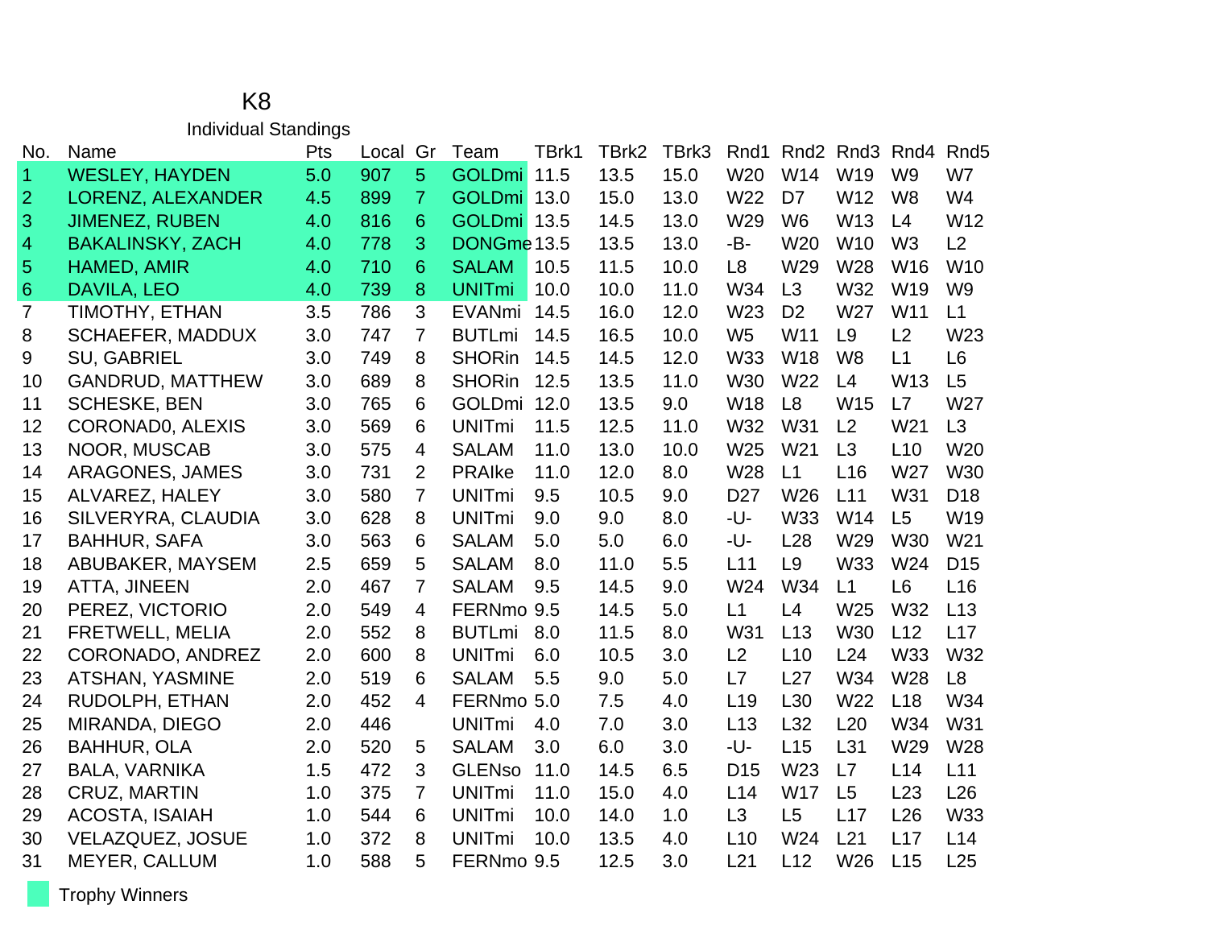# K8

## Individual Standings

| No. | Name | Pts | Local | Gr | Team | TBrk1 | TBrk2 | TBrk3 | Rnd1 | Rnd2 | Rnd3 | Rnd4 | Rnd5 |
|---|---|---|---|---|---|---|---|---|---|---|---|---|---|
| 1 | WESLEY, HAYDEN | 5.0 | 907 | 5 | GOLDmi | 11.5 | 13.5 | 15.0 | W20 | W14 | W19 | W9 | W7 |
| 2 | LORENZ, ALEXANDER | 4.5 | 899 | 7 | GOLDmi | 13.0 | 15.0 | 13.0 | W22 | D7 | W12 | W8 | W4 |
| 3 | JIMENEZ, RUBEN | 4.0 | 816 | 6 | GOLDmi | 13.5 | 14.5 | 13.0 | W29 | W6 | W13 | L4 | W12 |
| 4 | BAKALINSKY, ZACH | 4.0 | 778 | 3 | DONGme | 13.5 | 13.5 | 13.0 | -B- | W20 | W10 | W3 | L2 |
| 5 | HAMED, AMIR | 4.0 | 710 | 6 | SALAM | 10.5 | 11.5 | 10.0 | L8 | W29 | W28 | W16 | W10 |
| 6 | DAVILA, LEO | 4.0 | 739 | 8 | UNITmi | 10.0 | 10.0 | 11.0 | W34 | L3 | W32 | W19 | W9 |
| 7 | TIMOTHY, ETHAN | 3.5 | 786 | 3 | EVANmi | 14.5 | 16.0 | 12.0 | W23 | D2 | W27 | W11 | L1 |
| 8 | SCHAEFER, MADDUX | 3.0 | 747 | 7 | BUTLmi | 14.5 | 16.5 | 10.0 | W5 | W11 | L9 | L2 | W23 |
| 9 | SU, GABRIEL | 3.0 | 749 | 8 | SHORin | 14.5 | 14.5 | 12.0 | W33 | W18 | W8 | L1 | L6 |
| 10 | GANDRUD, MATTHEW | 3.0 | 689 | 8 | SHORin | 12.5 | 13.5 | 11.0 | W30 | W22 | L4 | W13 | L5 |
| 11 | SCHESKE, BEN | 3.0 | 765 | 6 | GOLDmi | 12.0 | 13.5 | 9.0 | W18 | L8 | W15 | L7 | W27 |
| 12 | CORONAD0, ALEXIS | 3.0 | 569 | 6 | UNITmi | 11.5 | 12.5 | 11.0 | W32 | W31 | L2 | W21 | L3 |
| 13 | NOOR, MUSCAB | 3.0 | 575 | 4 | SALAM | 11.0 | 13.0 | 10.0 | W25 | W21 | L3 | L10 | W20 |
| 14 | ARAGONES, JAMES | 3.0 | 731 | 2 | PRAIke | 11.0 | 12.0 | 8.0 | W28 | L1 | L16 | W27 | W30 |
| 15 | ALVAREZ, HALEY | 3.0 | 580 | 7 | UNITmi | 9.5 | 10.5 | 9.0 | D27 | W26 | L11 | W31 | D18 |
| 16 | SILVERYRA, CLAUDIA | 3.0 | 628 | 8 | UNITmi | 9.0 | 9.0 | 8.0 | -U- | W33 | W14 | L5 | W19 |
| 17 | BAHHUR, SAFA | 3.0 | 563 | 6 | SALAM | 5.0 | 5.0 | 6.0 | -U- | L28 | W29 | W30 | W21 |
| 18 | ABUBAKER, MAYSEM | 2.5 | 659 | 5 | SALAM | 8.0 | 11.0 | 5.5 | L11 | L9 | W33 | W24 | D15 |
| 19 | ATTA, JINEEN | 2.0 | 467 | 7 | SALAM | 9.5 | 14.5 | 9.0 | W24 | W34 | L1 | L6 | L16 |
| 20 | PEREZ, VICTORIO | 2.0 | 549 | 4 | FERNmo | 9.5 | 14.5 | 5.0 | L1 | L4 | W25 | W32 | L13 |
| 21 | FRETWELL, MELIA | 2.0 | 552 | 8 | BUTLmi | 8.0 | 11.5 | 8.0 | W31 | L13 | W30 | L12 | L17 |
| 22 | CORONADO, ANDREZ | 2.0 | 600 | 8 | UNITmi | 6.0 | 10.5 | 3.0 | L2 | L10 | L24 | W33 | W32 |
| 23 | ATSHAN, YASMINE | 2.0 | 519 | 6 | SALAM | 5.5 | 9.0 | 5.0 | L7 | L27 | W34 | W28 | L8 |
| 24 | RUDOLPH, ETHAN | 2.0 | 452 | 4 | FERNmo | 5.0 | 7.5 | 4.0 | L19 | L30 | W22 | L18 | W34 |
| 25 | MIRANDA, DIEGO | 2.0 | 446 | | UNITmi | 4.0 | 7.0 | 3.0 | L13 | L32 | L20 | W34 | W31 |
| 26 | BAHHUR, OLA | 2.0 | 520 | 5 | SALAM | 3.0 | 6.0 | 3.0 | -U- | L15 | L31 | W29 | W28 |
| 27 | BALA, VARNIKA | 1.5 | 472 | 3 | GLENso | 11.0 | 14.5 | 6.5 | D15 | W23 | L7 | L14 | L11 |
| 28 | CRUZ, MARTIN | 1.0 | 375 | 7 | UNITmi | 11.0 | 15.0 | 4.0 | L14 | W17 | L5 | L23 | L26 |
| 29 | ACOSTA, ISAIAH | 1.0 | 544 | 6 | UNITmi | 10.0 | 14.0 | 1.0 | L3 | L5 | L17 | L26 | W33 |
| 30 | VELAZQUEZ, JOSUE | 1.0 | 372 | 8 | UNITmi | 10.0 | 13.5 | 4.0 | L10 | W24 | L21 | L17 | L14 |
| 31 | MEYER, CALLUM | 1.0 | 588 | 5 | FERNmo | 9.5 | 12.5 | 3.0 | L21 | L12 | W26 | L15 | L25 |

Trophy Winners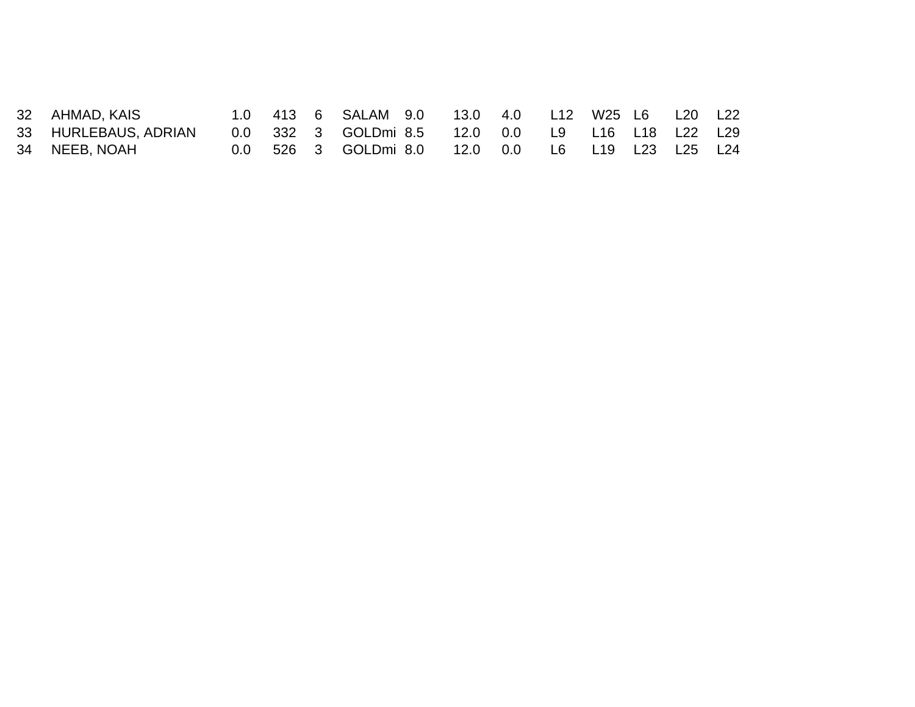| | | | | | | | | | | | | | | |
|---|---|---|---|---|---|---|---|---|---|---|---|---|---|---|
| 32 | AHMAD, KAIS | 1.0 | 413 | 6 | SALAM | 9.0 | 13.0 | 4.0 | L12 | W25 | L6 | L20 | L22 |
| 33 | HURLEBAUS, ADRIAN | 0.0 | 332 | 3 | GOLDmi | 8.5 | 12.0 | 0.0 | L9 | L16 | L18 | L22 | L29 |
| 34 | NEEB, NOAH | 0.0 | 526 | 3 | GOLDmi | 8.0 | 12.0 | 0.0 | L6 | L19 | L23 | L25 | L24 |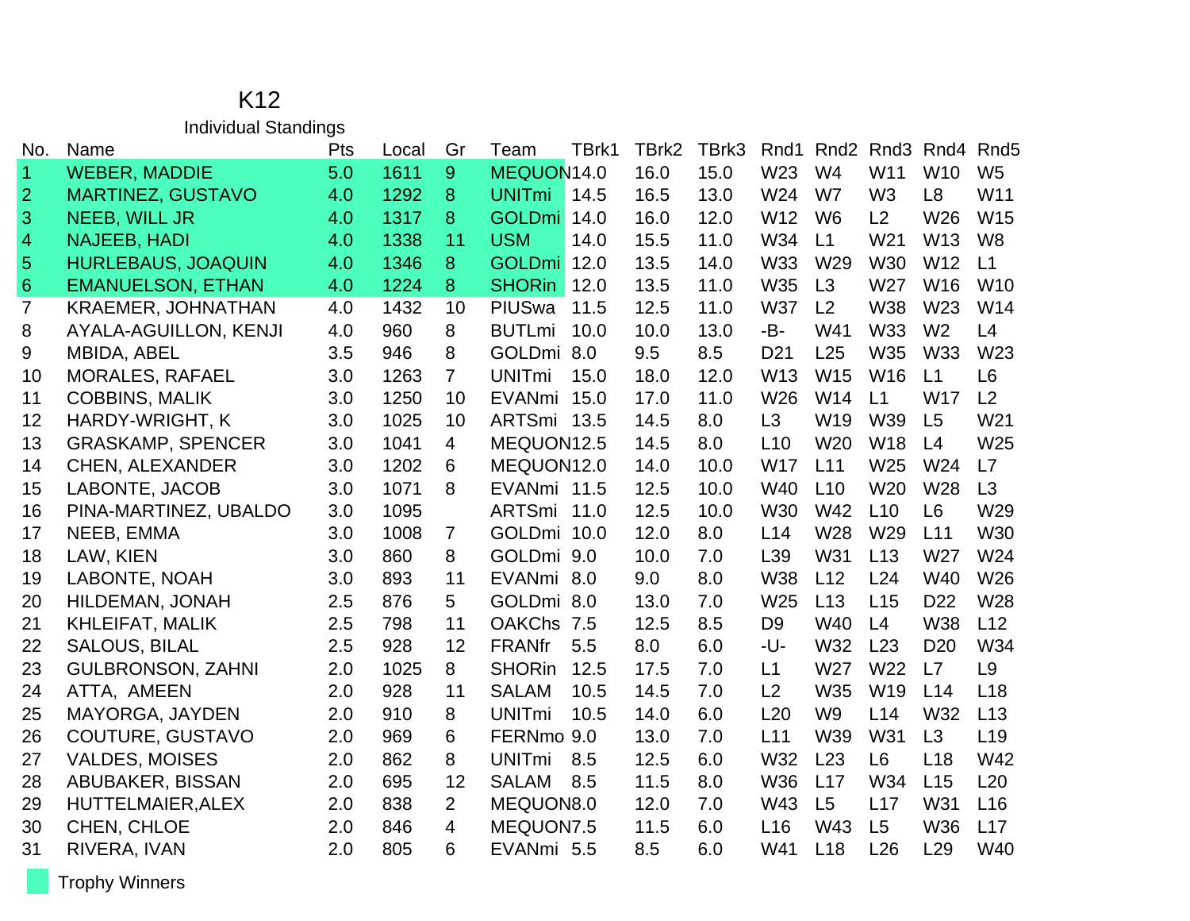# K12

## Individual Standings

| No. | Name | Pts | Local | Gr | Team | TBrk1 | TBrk2 | TBrk3 | Rnd1 | Rnd2 | Rnd3 | Rnd4 | Rnd5 |
|---|---|---|---|---|---|---|---|---|---|---|---|---|---|
| 1 | WEBER, MADDIE | 5.0 | 1611 | 9 | MEQUON | 14.0 | 16.0 | 15.0 | W23 | W4 | W11 | W10 | W5 |
| 2 | MARTINEZ, GUSTAVO | 4.0 | 1292 | 8 | UNITmi | 14.5 | 16.5 | 13.0 | W24 | W7 | W3 | L8 | W11 |
| 3 | NEEB, WILL JR | 4.0 | 1317 | 8 | GOLDmi | 14.0 | 16.0 | 12.0 | W12 | W6 | L2 | W26 | W15 |
| 4 | NAJEEB, HADI | 4.0 | 1338 | 11 | USM | 14.0 | 15.5 | 11.0 | W34 | L1 | W21 | W13 | W8 |
| 5 | HURLEBAUS, JOAQUIN | 4.0 | 1346 | 8 | GOLDmi | 12.0 | 13.5 | 14.0 | W33 | W29 | W30 | W12 | L1 |
| 6 | EMANUELSON, ETHAN | 4.0 | 1224 | 8 | SHORin | 12.0 | 13.5 | 11.0 | W35 | L3 | W27 | W16 | W10 |
| 7 | KRAEMER, JOHNATHAN | 4.0 | 1432 | 10 | PIUSwa | 11.5 | 12.5 | 11.0 | W37 | L2 | W38 | W23 | W14 |
| 8 | AYALA-AGUILLON, KENJI | 4.0 | 960 | 8 | BUTLmi | 10.0 | 10.0 | 13.0 | -B- | W41 | W33 | W2 | L4 |
| 9 | MBIDA, ABEL | 3.5 | 946 | 8 | GOLDmi | 8.0 | 9.5 | 8.5 | D21 | L25 | W35 | W33 | W23 |
| 10 | MORALES, RAFAEL | 3.0 | 1263 | 7 | UNITmi | 15.0 | 18.0 | 12.0 | W13 | W15 | W16 | L1 | L6 |
| 11 | COBBINS, MALIK | 3.0 | 1250 | 10 | EVANmi | 15.0 | 17.0 | 11.0 | W26 | W14 | L1 | W17 | L2 |
| 12 | HARDY-WRIGHT, K | 3.0 | 1025 | 10 | ARTSmi | 13.5 | 14.5 | 8.0 | L3 | W19 | W39 | L5 | W21 |
| 13 | GRASKAMP, SPENCER | 3.0 | 1041 | 4 | MEQUON | 12.5 | 14.5 | 8.0 | L10 | W20 | W18 | L4 | W25 |
| 14 | CHEN, ALEXANDER | 3.0 | 1202 | 6 | MEQUON | 12.0 | 14.0 | 10.0 | W17 | L11 | W25 | W24 | L7 |
| 15 | LABONTE, JACOB | 3.0 | 1071 | 8 | EVANmi | 11.5 | 12.5 | 10.0 | W40 | L10 | W20 | W28 | L3 |
| 16 | PINA-MARTINEZ, UBALDO | 3.0 | 1095 | | ARTSmi | 11.0 | 12.5 | 10.0 | W30 | W42 | L10 | L6 | W29 |
| 17 | NEEB, EMMA | 3.0 | 1008 | 7 | GOLDmi | 10.0 | 12.0 | 8.0 | L14 | W28 | W29 | L11 | W30 |
| 18 | LAW, KIEN | 3.0 | 860 | 8 | GOLDmi | 9.0 | 10.0 | 7.0 | L39 | W31 | L13 | W27 | W24 |
| 19 | LABONTE, NOAH | 3.0 | 893 | 11 | EVANmi | 8.0 | 9.0 | 8.0 | W38 | L12 | L24 | W40 | W26 |
| 20 | HILDEMAN, JONAH | 2.5 | 876 | 5 | GOLDmi | 8.0 | 13.0 | 7.0 | W25 | L13 | L15 | D22 | W28 |
| 21 | KHLEIFAT, MALIK | 2.5 | 798 | 11 | OAKChs | 7.5 | 12.5 | 8.5 | D9 | W40 | L4 | W38 | L12 |
| 22 | SALOUS, BILAL | 2.5 | 928 | 12 | FRANfr | 5.5 | 8.0 | 6.0 | -U- | W32 | L23 | D20 | W34 |
| 23 | GULBRONSON, ZAHNI | 2.0 | 1025 | 8 | SHORin | 12.5 | 17.5 | 7.0 | L1 | W27 | W22 | L7 | L9 |
| 24 | ATTA, AMEEN | 2.0 | 928 | 11 | SALAM | 10.5 | 14.5 | 7.0 | L2 | W35 | W19 | L14 | L18 |
| 25 | MAYORGA, JAYDEN | 2.0 | 910 | 8 | UNITmi | 10.5 | 14.0 | 6.0 | L20 | W9 | L14 | W32 | L13 |
| 26 | COUTURE, GUSTAVO | 2.0 | 969 | 6 | FERNmo | 9.0 | 13.0 | 7.0 | L11 | W39 | W31 | L3 | L19 |
| 27 | VALDES, MOISES | 2.0 | 862 | 8 | UNITmi | 8.5 | 12.5 | 6.0 | W32 | L23 | L6 | L18 | W42 |
| 28 | ABUBAKER, BISSAN | 2.0 | 695 | 12 | SALAM | 8.5 | 11.5 | 8.0 | W36 | L17 | W34 | L15 | L20 |
| 29 | HUTTELMAIER,ALEX | 2.0 | 838 | 2 | MEQUON | 8.0 | 12.0 | 7.0 | W43 | L5 | L17 | W31 | L16 |
| 30 | CHEN, CHLOE | 2.0 | 846 | 4 | MEQUON | 7.5 | 11.5 | 6.0 | L16 | W43 | L5 | W36 | L17 |
| 31 | RIVERA, IVAN | 2.0 | 805 | 6 | EVANmi | 5.5 | 8.5 | 6.0 | W41 | L18 | L26 | L29 | W40 |

Trophy Winners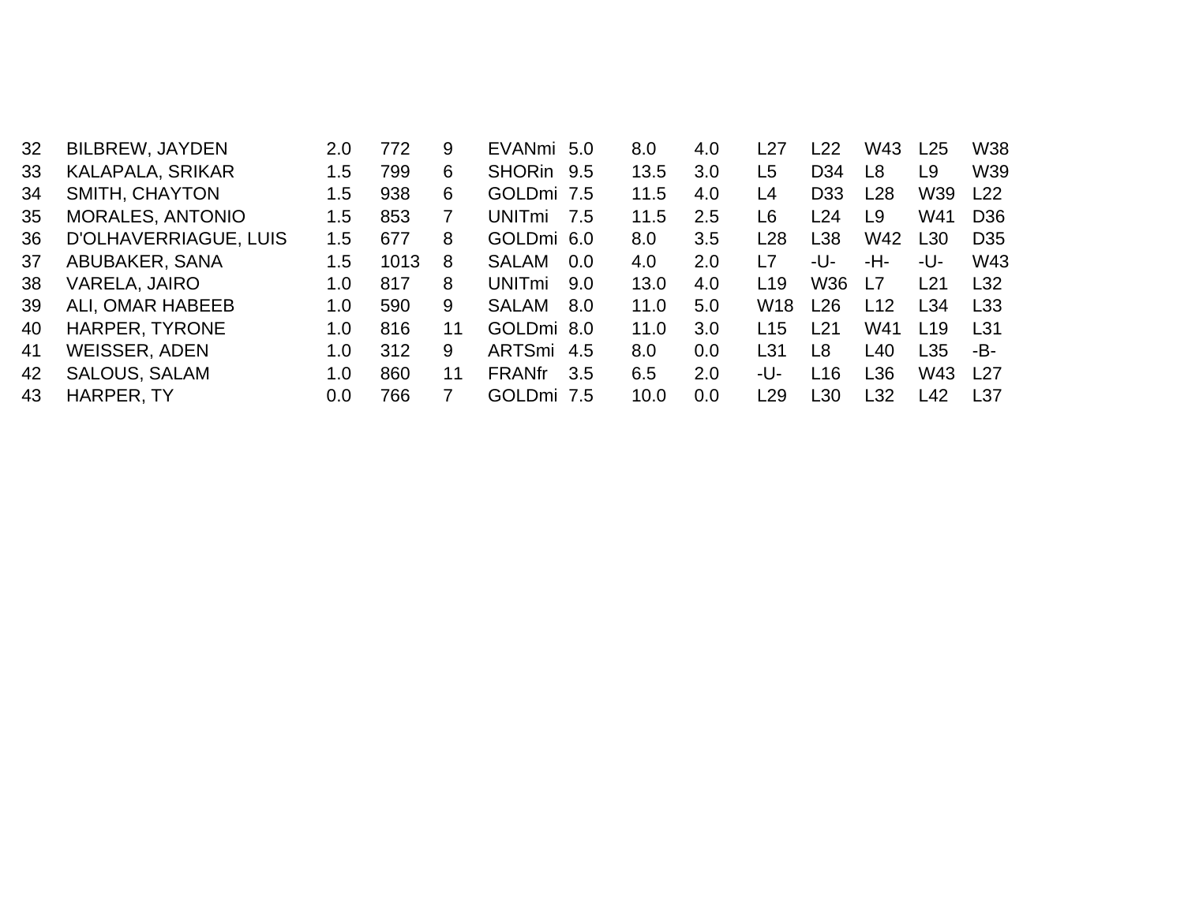|  |  |  |  |  |  |  |  |  |  |  |  |  |  |
|---|---|---|---|---|---|---|---|---|---|---|---|---|---|
| 32 | BILBREW, JAYDEN | 2.0 | 772 | 9 | EVANmi | 5.0 | 8.0 | 4.0 | L27 | L22 | W43 | L25 | W38 |
| 33 | KALAPALA, SRIKAR | 1.5 | 799 | 6 | SHORin | 9.5 | 13.5 | 3.0 | L5 | D34 | L8 | L9 | W39 |
| 34 | SMITH, CHAYTON | 1.5 | 938 | 6 | GOLDmi | 7.5 | 11.5 | 4.0 | L4 | D33 | L28 | W39 | L22 |
| 35 | MORALES, ANTONIO | 1.5 | 853 | 7 | UNITmi | 7.5 | 11.5 | 2.5 | L6 | L24 | L9 | W41 | D36 |
| 36 | D'OLHAVERRIAGUE, LUIS | 1.5 | 677 | 8 | GOLDmi | 6.0 | 8.0 | 3.5 | L28 | L38 | W42 | L30 | D35 |
| 37 | ABUBAKER, SANA | 1.5 | 1013 | 8 | SALAM | 0.0 | 4.0 | 2.0 | L7 | -U- | -H- | -U- | W43 |
| 38 | VARELA, JAIRO | 1.0 | 817 | 8 | UNITmi | 9.0 | 13.0 | 4.0 | L19 | W36 | L7 | L21 | L32 |
| 39 | ALI, OMAR HABEEB | 1.0 | 590 | 9 | SALAM | 8.0 | 11.0 | 5.0 | W18 | L26 | L12 | L34 | L33 |
| 40 | HARPER, TYRONE | 1.0 | 816 | 11 | GOLDmi | 8.0 | 11.0 | 3.0 | L15 | L21 | W41 | L19 | L31 |
| 41 | WEISSER, ADEN | 1.0 | 312 | 9 | ARTSmi | 4.5 | 8.0 | 0.0 | L31 | L8 | L40 | L35 | -B- |
| 42 | SALOUS, SALAM | 1.0 | 860 | 11 | FRANfr | 3.5 | 6.5 | 2.0 | -U- | L16 | L36 | W43 | L27 |
| 43 | HARPER, TY | 0.0 | 766 | 7 | GOLDmi | 7.5 | 10.0 | 0.0 | L29 | L30 | L32 | L42 | L37 |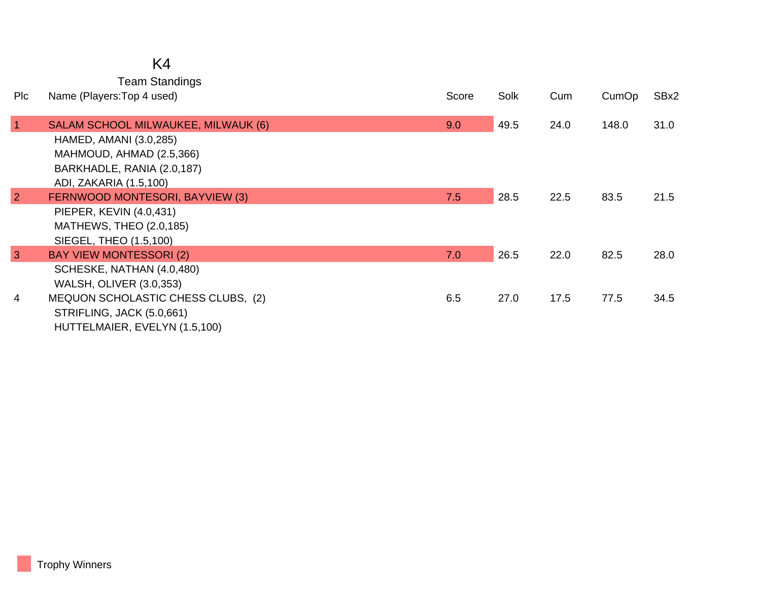# K4

## Team Standings

| Plc | Name (Players:Top 4 used) | Score | Solk | Cum | CumOp | SBx2 |
|---|---|---|---|---|---|---|
| 1 | SALAM SCHOOL MILWAUKEE, MILWAUK (6) | 9.0 | 49.5 | 24.0 | 148.0 | 31.0 |
| | HAMED, AMANI (3.0,285) | | | | | |
| | MAHMOUD, AHMAD (2.5,366) | | | | | |
| | BARKHADLE, RANIA (2.0,187) | | | | | |
| | ADI, ZAKARIA (1.5,100) | | | | | |
| 2 | FERNWOOD MONTESORI, BAYVIEW (3) | 7.5 | 28.5 | 22.5 | 83.5 | 21.5 |
| | PIEPER, KEVIN (4.0,431) | | | | | |
| | MATHEWS, THEO (2.0,185) | | | | | |
| | SIEGEL, THEO (1.5,100) | | | | | |
| 3 | BAY VIEW MONTESSORI (2) | 7.0 | 26.5 | 22.0 | 82.5 | 28.0 |
| | SCHESKE, NATHAN (4.0,480) | | | | | |
| | WALSH, OLIVER (3.0,353) | | | | | |
| 4 | MEQUON SCHOLASTIC CHESS CLUBS, (2) | 6.5 | 27.0 | 17.5 | 77.5 | 34.5 |
| | STRIFLING, JACK (5.0,661) | | | | | |
| | HUTTELMAIER, EVELYN (1.5,100) | | | | | |

Trophy Winners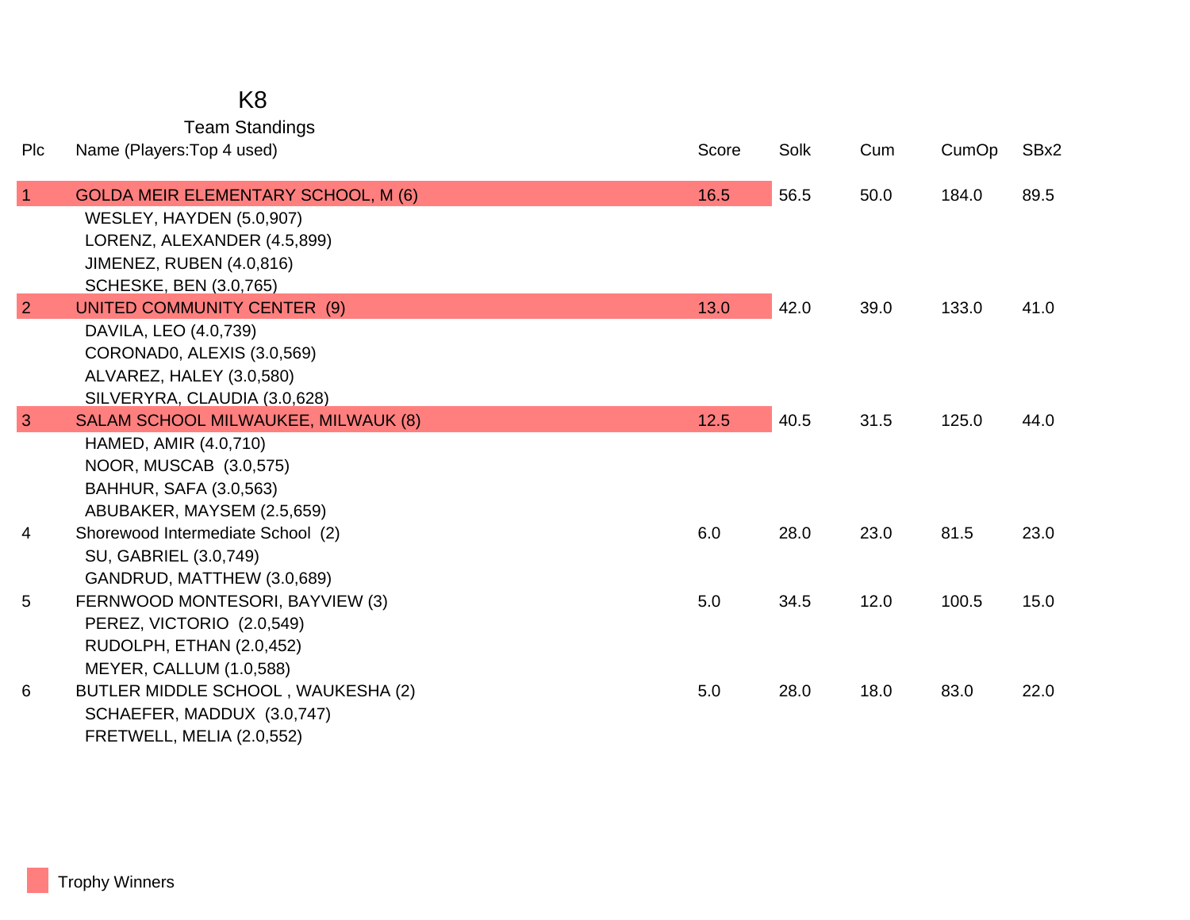# K8

## Team Standings

| Plc | Name (Players:Top 4 used) | Score | Solk | Cum | CumOp | SBx2 |
|---|---|---|---|---|---|---|
| 1 | GOLDA MEIR ELEMENTARY SCHOOL, M (6) | 16.5 | 56.5 | 50.0 | 184.0 | 89.5 |
| | WESLEY, HAYDEN (5.0,907) | | | | | |
| | LORENZ, ALEXANDER (4.5,899) | | | | | |
| | JIMENEZ, RUBEN (4.0,816) | | | | | |
| | SCHESKE, BEN (3.0,765) | | | | | |
| 2 | UNITED COMMUNITY CENTER (9) | 13.0 | 42.0 | 39.0 | 133.0 | 41.0 |
| | DAVILA, LEO (4.0,739) | | | | | |
| | CORONAD0, ALEXIS (3.0,569) | | | | | |
| | ALVAREZ, HALEY (3.0,580) | | | | | |
| | SILVERYRA, CLAUDIA (3.0,628) | | | | | |
| 3 | SALAM SCHOOL MILWAUKEE, MILWAUK (8) | 12.5 | 40.5 | 31.5 | 125.0 | 44.0 |
| | HAMED, AMIR (4.0,710) | | | | | |
| | NOOR, MUSCAB (3.0,575) | | | | | |
| | BAHHUR, SAFA (3.0,563) | | | | | |
| | ABUBAKER, MAYSEM (2.5,659) | | | | | |
| 4 | Shorewood Intermediate School (2) | 6.0 | 28.0 | 23.0 | 81.5 | 23.0 |
| | SU, GABRIEL (3.0,749) | | | | | |
| | GANDRUD, MATTHEW (3.0,689) | | | | | |
| 5 | FERNWOOD MONTESORI, BAYVIEW (3) | 5.0 | 34.5 | 12.0 | 100.5 | 15.0 |
| | PEREZ, VICTORIO (2.0,549) | | | | | |
| | RUDOLPH, ETHAN (2.0,452) | | | | | |
| | MEYER, CALLUM (1.0,588) | | | | | |
| 6 | BUTLER MIDDLE SCHOOL , WAUKESHA (2) | 5.0 | 28.0 | 18.0 | 83.0 | 22.0 |
| | SCHAEFER, MADDUX (3.0,747) | | | | | |
| | FRETWELL, MELIA (2.0,552) | | | | | |

Trophy Winners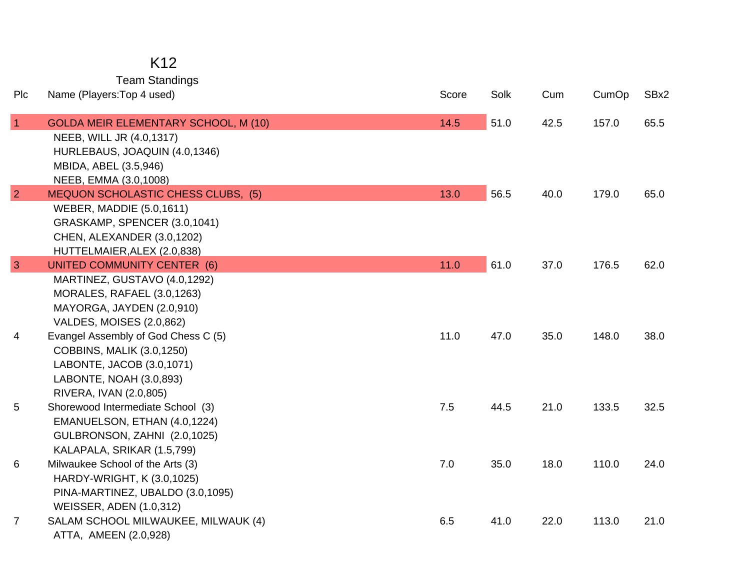# K12

## Team Standings

| Plc | Name (Players:Top 4 used) | Score | Solk | Cum | CumOp | SBx2 |
|---|---|---|---|---|---|---|
| 1 | GOLDA MEIR ELEMENTARY SCHOOL, M (10) | 14.5 | 51.0 | 42.5 | 157.0 | 65.5 |
| | NEEB, WILL JR (4.0,1317) | | | | | |
| | HURLEBAUS, JOAQUIN (4.0,1346) | | | | | |
| | MBIDA, ABEL (3.5,946) | | | | | |
| | NEEB, EMMA (3.0,1008) | | | | | |
| 2 | MEQUON SCHOLASTIC CHESS CLUBS, (5) | 13.0 | 56.5 | 40.0 | 179.0 | 65.0 |
| | WEBER, MADDIE (5.0,1611) | | | | | |
| | GRASKAMP, SPENCER (3.0,1041) | | | | | |
| | CHEN, ALEXANDER (3.0,1202) | | | | | |
| | HUTTELMAIER,ALEX (2.0,838) | | | | | |
| 3 | UNITED COMMUNITY CENTER (6) | 11.0 | 61.0 | 37.0 | 176.5 | 62.0 |
| | MARTINEZ, GUSTAVO (4.0,1292) | | | | | |
| | MORALES, RAFAEL (3.0,1263) | | | | | |
| | MAYORGA, JAYDEN (2.0,910) | | | | | |
| | VALDES, MOISES (2.0,862) | | | | | |
| 4 | Evangel Assembly of God Chess C (5) | 11.0 | 47.0 | 35.0 | 148.0 | 38.0 |
| | COBBINS, MALIK (3.0,1250) | | | | | |
| | LABONTE, JACOB (3.0,1071) | | | | | |
| | LABONTE, NOAH (3.0,893) | | | | | |
| | RIVERA, IVAN (2.0,805) | | | | | |
| 5 | Shorewood Intermediate School (3) | 7.5 | 44.5 | 21.0 | 133.5 | 32.5 |
| | EMANUELSON, ETHAN (4.0,1224) | | | | | |
| | GULBRONSON, ZAHNI (2.0,1025) | | | | | |
| | KALAPALA, SRIKAR (1.5,799) | | | | | |
| 6 | Milwaukee School of the Arts (3) | 7.0 | 35.0 | 18.0 | 110.0 | 24.0 |
| | HARDY-WRIGHT, K (3.0,1025) | | | | | |
| | PINA-MARTINEZ, UBALDO (3.0,1095) | | | | | |
| | WEISSER, ADEN (1.0,312) | | | | | |
| 7 | SALAM SCHOOL MILWAUKEE, MILWAUK (4) | 6.5 | 41.0 | 22.0 | 113.0 | 21.0 |
| | ATTA, AMEEN (2.0,928) | | | | | |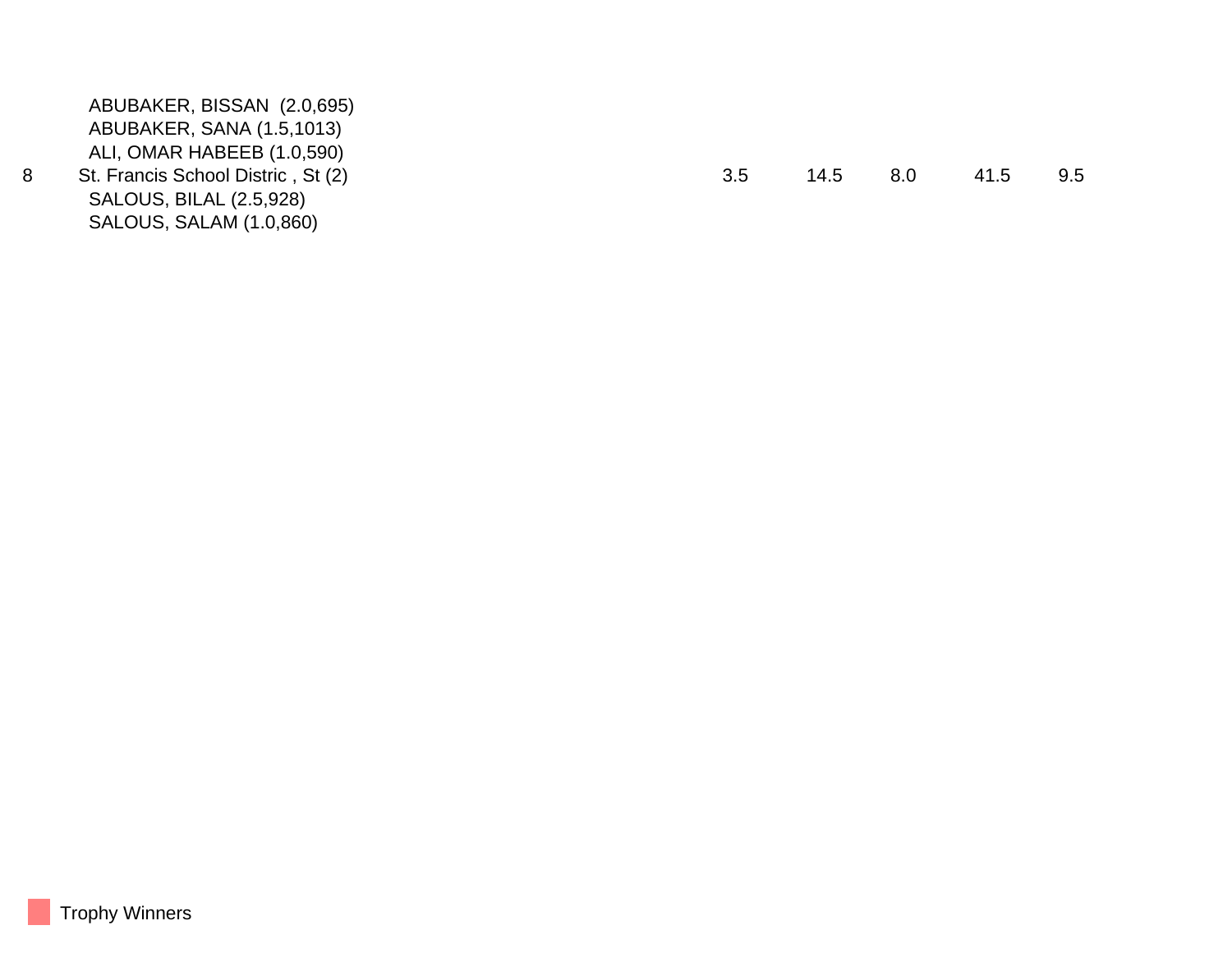| | | | | | | |
|---|---|---|---|---|---|---|
| | ABUBAKER, BISSAN (2.0,695) | | | | | |
| | ABUBAKER, SANA (1.5,1013) | | | | | |
| | ALI, OMAR HABEEB (1.0,590) | | | | | |
| 8 | St. Francis School Distric , St (2) | 3.5 | 14.5 | 8.0 | 41.5 | 9.5 |
| | SALOUS, BILAL (2.5,928) | | | | | |
| | SALOUS, SALAM (1.0,860) | | | | | |

Trophy Winners